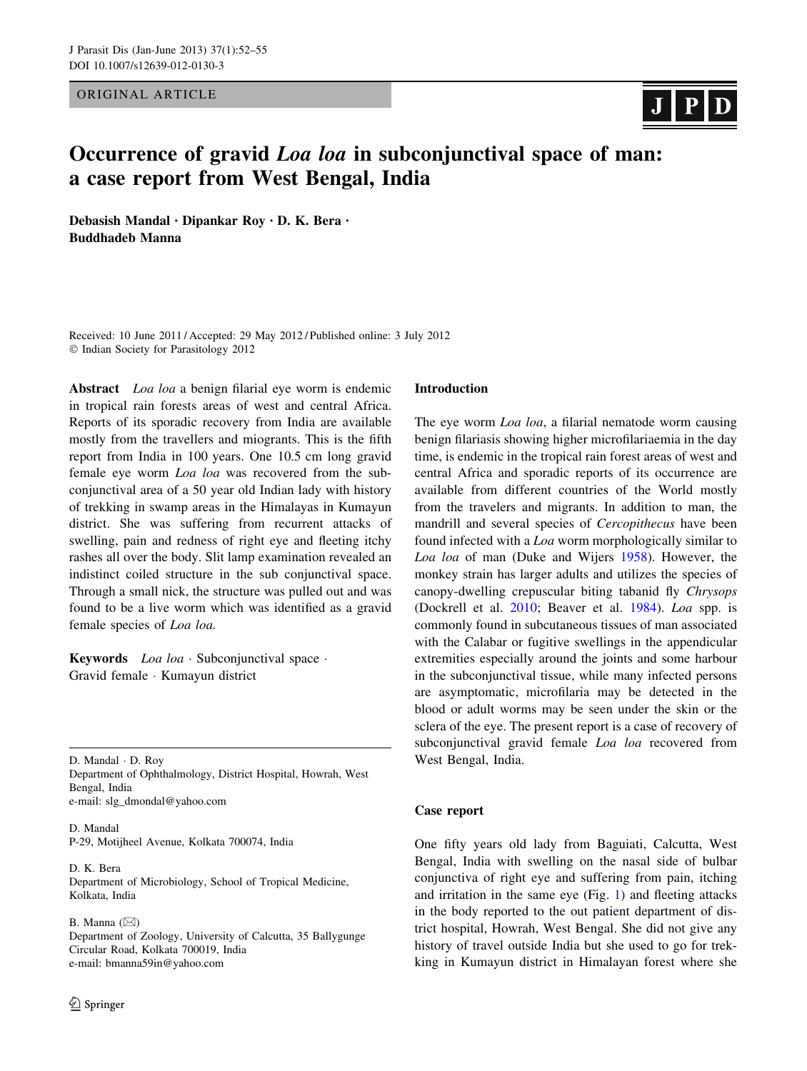ORIGINAL ARTICLE

# Occurrence of gravid *Loa loa* in subconjunctival space of man: a case report from West Bengal, India

**Debasish Mandal · Dipankar Roy · D. K. Bera · Buddhadeb Manna**

Received: 10 June 2011 / Accepted: 29 May 2012 / Published online: 3 July 2012
© Indian Society for Parasitology 2012

**Abstract** *Loa loa* a benign filarial eye worm is endemic in tropical rain forests areas of west and central Africa. Reports of its sporadic recovery from India are available mostly from the travellers and miogrants. This is the fifth report from India in 100 years. One 10.5 cm long gravid female eye worm *Loa loa* was recovered from the subconjunctival area of a 50 year old Indian lady with history of trekking in swamp areas in the Himalayas in Kumayun district. She was suffering from recurrent attacks of swelling, pain and redness of right eye and fleeting itchy rashes all over the body. Slit lamp examination revealed an indistinct coiled structure in the sub conjunctival space. Through a small nick, the structure was pulled out and was found to be a live worm which was identified as a gravid female species of *Loa loa.*

**Keywords** *Loa loa* · Subconjunctival space · Gravid female · Kumayun district

D. Mandal · D. Roy
Department of Ophthalmology, District Hospital, Howrah, West Bengal, India
e-mail: slg_dmondal@yahoo.com

D. Mandal
P-29, Motijheel Avenue, Kolkata 700074, India

D. K. Bera
Department of Microbiology, School of Tropical Medicine, Kolkata, India

B. Manna (✉)
Department of Zoology, University of Calcutta, 35 Ballygunge Circular Road, Kolkata 700019, India
e-mail: bmanna59in@yahoo.com

## Introduction

The eye worm *Loa loa*, a filarial nematode worm causing benign filariasis showing higher microfilariaemia in the day time, is endemic in the tropical rain forest areas of west and central Africa and sporadic reports of its occurrence are available from different countries of the World mostly from the travelers and migrants. In addition to man, the mandrill and several species of *Cercopithecus* have been found infected with a *Loa* worm morphologically similar to *Loa loa* of man (Duke and Wijers 1958). However, the monkey strain has larger adults and utilizes the species of canopy-dwelling crepuscular biting tabanid fly *Chrysops* (Dockrell et al. 2010; Beaver et al. 1984). *Loa* spp. is commonly found in subcutaneous tissues of man associated with the Calabar or fugitive swellings in the appendicular extremities especially around the joints and some harbour in the subconjunctival tissue, while many infected persons are asymptomatic, microfilaria may be detected in the blood or adult worms may be seen under the skin or the sclera of the eye. The present report is a case of recovery of subconjunctival gravid female *Loa loa* recovered from West Bengal, India.

## Case report

One fifty years old lady from Baguiati, Calcutta, West Bengal, India with swelling on the nasal side of bulbar conjunctiva of right eye and suffering from pain, itching and irritation in the same eye (Fig. 1) and fleeting attacks in the body reported to the out patient department of district hospital, Howrah, West Bengal. She did not give any history of travel outside India but she used to go for trekking in Kumayun district in Himalayan forest where she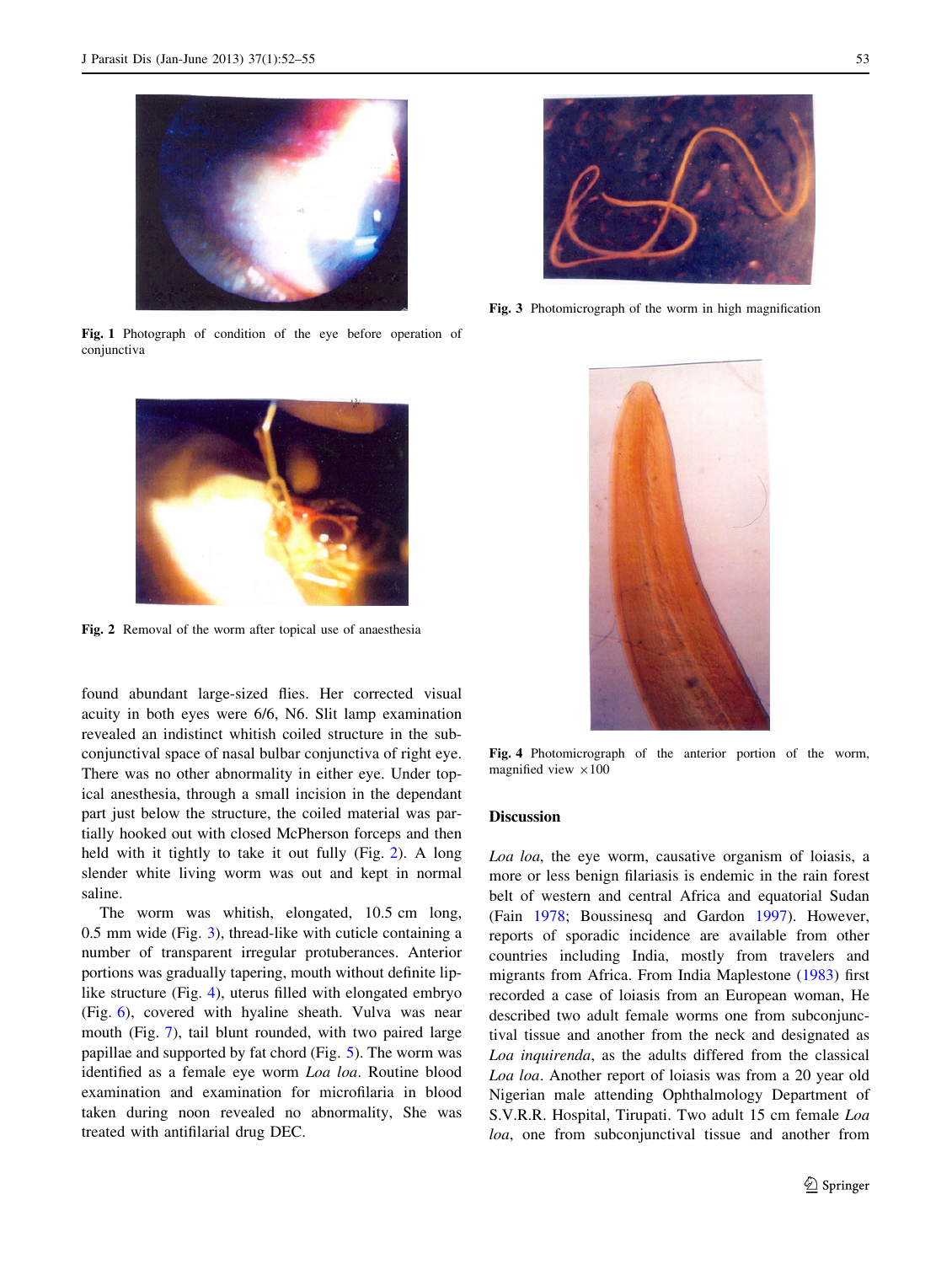Fig. 1 Photograph of condition of the eye before operation of conjunctiva

Fig. 2 Removal of the worm after topical use of anaesthesia

found abundant large-sized flies. Her corrected visual acuity in both eyes were 6/6, N6. Slit lamp examination revealed an indistinct whitish coiled structure in the subconjunctival space of nasal bulbar conjunctiva of right eye. There was no other abnormality in either eye. Under topical anesthesia, through a small incision in the dependant part just below the structure, the coiled material was partially hooked out with closed McPherson forceps and then held with it tightly to take it out fully (Fig. 2). A long slender white living worm was out and kept in normal saline.

The worm was whitish, elongated, 10.5 cm long, 0.5 mm wide (Fig. 3), thread-like with cuticle containing a number of transparent irregular protuberances. Anterior portions was gradually tapering, mouth without definite lip-like structure (Fig. 4), uterus filled with elongated embryo (Fig. 6), covered with hyaline sheath. Vulva was near mouth (Fig. 7), tail blunt rounded, with two paired large papillae and supported by fat chord (Fig. 5). The worm was identified as a female eye worm *Loa loa*. Routine blood examination and examination for microfilaria in blood taken during noon revealed no abnormality, She was treated with antifilarial drug DEC.

Fig. 3 Photomicrograph of the worm in high magnification

Fig. 4 Photomicrograph of the anterior portion of the worm, magnified view ×100

## Discussion

*Loa loa*, the eye worm, causative organism of loiasis, a more or less benign filariasis is endemic in the rain forest belt of western and central Africa and equatorial Sudan (Fain 1978; Boussinesq and Gardon 1997). However, reports of sporadic incidence are available from other countries including India, mostly from travelers and migrants from Africa. From India Maplestone (1983) first recorded a case of loiasis from an European woman, He described two adult female worms one from subconjunctival tissue and another from the neck and designated as *Loa inquirenda*, as the adults differed from the classical *Loa loa*. Another report of loiasis was from a 20 year old Nigerian male attending Ophthalmology Department of S.V.R.R. Hospital, Tirupati. Two adult 15 cm female *Loa loa*, one from subconjunctival tissue and another from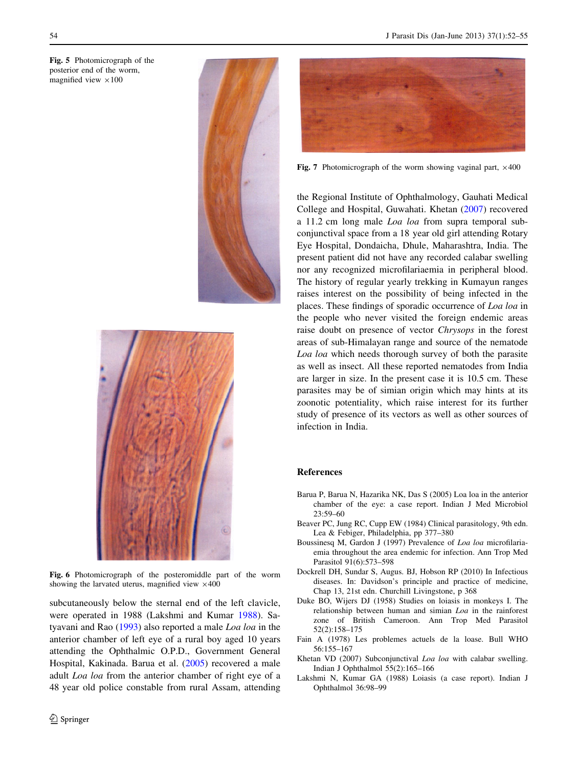Fig. 5 Photomicrograph of the posterior end of the worm, magnified view ×100

Fig. 6 Photomicrograph of the posteromiddle part of the worm showing the larvated uterus, magnified view ×400

Fig. 7 Photomicrograph of the worm showing vaginal part, ×400

subcutaneously below the sternal end of the left clavicle, were operated in 1988 (Lakshmi and Kumar 1988). Satyavani and Rao (1993) also reported a male *Loa loa* in the anterior chamber of left eye of a rural boy aged 10 years attending the Ophthalmic O.P.D., Government General Hospital, Kakinada. Barua et al. (2005) recovered a male adult *Loa loa* from the anterior chamber of right eye of a 48 year old police constable from rural Assam, attending the Regional Institute of Ophthalmology, Gauhati Medical College and Hospital, Guwahati. Khetan (2007) recovered a 11.2 cm long male *Loa loa* from supra temporal subconjunctival space from a 18 year old girl attending Rotary Eye Hospital, Dondaicha, Dhule, Maharashtra, India. The present patient did not have any recorded calabar swelling nor any recognized microfilariaemia in peripheral blood. The history of regular yearly trekking in Kumayun ranges raises interest on the possibility of being infected in the places. These findings of sporadic occurrence of *Loa loa* in the people who never visited the foreign endemic areas raise doubt on presence of vector *Chrysops* in the forest areas of sub-Himalayan range and source of the nematode *Loa loa* which needs thorough survey of both the parasite as well as insect. All these reported nematodes from India are larger in size. In the present case it is 10.5 cm. These parasites may be of simian origin which may hints at its zoonotic potentiality, which raise interest for its further study of presence of its vectors as well as other sources of infection in India.

## References

Barua P, Barua N, Hazarika NK, Das S (2005) Loa loa in the anterior chamber of the eye: a case report. Indian J Med Microbiol 23:59–60

Beaver PC, Jung RC, Cupp EW (1984) Clinical parasitology, 9th edn. Lea & Febiger, Philadelphia, pp 377–380

Boussinesq M, Gardon J (1997) Prevalence of *Loa loa* microfilariaemia throughout the area endemic for infection. Ann Trop Med Parasitol 91(6):573–598

Dockrell DH, Sundar S, Augus. BJ, Hobson RP (2010) In Infectious diseases. In: Davidson's principle and practice of medicine, Chap 13, 21st edn. Churchill Livingstone, p 368

Duke BO, Wijers DJ (1958) Studies on loiasis in monkeys I. The relationship between human and simian *Loa* in the rainforest zone of British Cameroon. Ann Trop Med Parasitol 52(2):158–175

Fain A (1978) Les problemes actuels de la loase. Bull WHO 56:155–167

Khetan VD (2007) Subconjunctival *Loa loa* with calabar swelling. Indian J Ophthalmol 55(2):165–166

Lakshmi N, Kumar GA (1988) Loiasis (a case report). Indian J Ophthalmol 36:98–99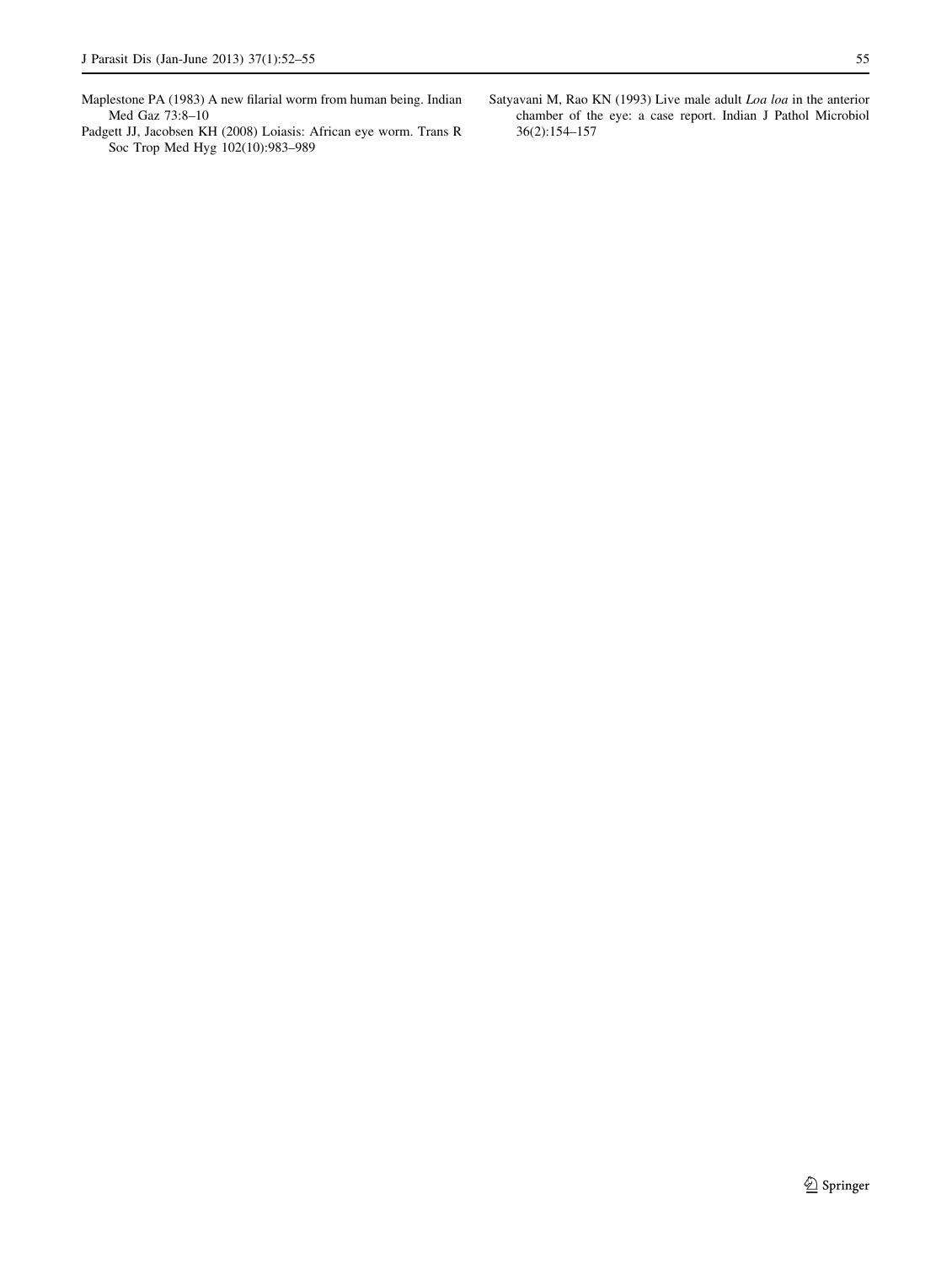Maplestone PA (1983) A new filarial worm from human being. Indian Med Gaz 73:8–10

Padgett JJ, Jacobsen KH (2008) Loiasis: African eye worm. Trans R Soc Trop Med Hyg 102(10):983–989

Satyavani M, Rao KN (1993) Live male adult *Loa loa* in the anterior chamber of the eye: a case report. Indian J Pathol Microbiol 36(2):154–157